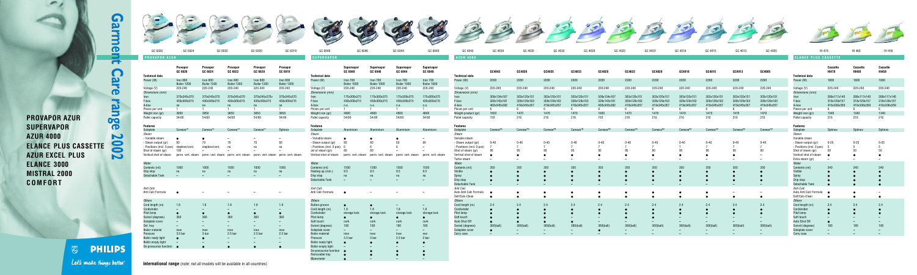# Garment Care range 2002

**PROVAPOR AZUR**
**SUPERVAPOR**
**AZUR 4000**
**ELANCE PLUS CASSETTE**
**AZUR EXCEL PLUS**
**ELANCE 3000**
**MISTRAL 2000**
**COMFORT**

PHILIPS
Let's make things better

GC 6026 GC 6024 GC 6022 GC 6020 GC 6019

## PROVAPOR AZUR

| Technical data | Provapor GC 6026 | Provapor GC 6024 | Provapor GC 6022 | Provapor GC 6020 | Provapor GC 6019 |
|---|---|---|---|---|---|
| Power (W) | Iron 800 Boiler 1200 | Iron 800 Boiler 1200 | Iron 800 Boiler 1200 | Iron 800 Boiler 1200 | Iron 800 Boiler 1200 |
| Voltage (V) | 220-240 | 220-240 | 220-240 | 220-240 | 220-240 |
| *Dimensions (mm)* | | | | | |
| Iron | 370x245x370 | 370x245x370 | 370x245x370 | 370x245x370v | 370x245x370 |
| F-box | 430x300x215 | 430x300x215 | 430x300x215 | 430x300x215 | 430x300x215 |
| A-box | na | na | na | na | na |
| Pieces per unit | 1 | 1 | 1 | 1 | 1 |
| Weight iron (gr) | 3650 | 3650 | 3650 | 3650 | 3650 |
| Pallet capacity | 54/60 | 54/60 | 54/60 | 54/60 | 54/60 |
| **Features** | | | | | |
| Soleplate | Careeza™ | Careeza™ | Careeza™ | Careeza™ | Optinox |
| *Steam* | | | | | |
| - Variable steam | ● | ● | – | – | – |
| - Steam output (gr) | 90 | 70 | 70 | 70 | 60 |
| - Positions (incl. 0 pos) | stepless/cont. | stepless/cont. | na | na | na |
| Shot of steam (gr) | 100 | – | – | – | – |
| Vertical shot of steam | perm. vert. steam | perm. vert. steam | perm. vert. steam | perm. vert. steam | perm. vert. steam |
| *Water* | | | | | |
| Contents (ml) | 1000 | 1000 | 1000 | 1000 | 1000 |
| Drip stop | na | na | na | na | na |
| Detachable Tank | – | – | – | – | – |
| *Anti Calc* | | | | | |
| Anti Calc Formula | ● | – | – | – | – |
| *Others* | | | | | |
| Cord length (m) | 1.8 | 1.8 | 1.8 | 1.8 | 1.8 |
| Cordwinder | – | – | – | – | – |
| Pilot lamp | ● | ● | ● | ● | ● |
| Swivel (degrees) | 360 | 360 | 360 | 360 | 360 |
| Soleplate cover | – | – | – | – | – |
| Def. tray | – | – | – | – | – |
| Boiler material | inox | inox | inox | inox | inox |
| Pressure | 3.5 bar | 3 bar | 2.5 bar | 2.5 bar | 2.5 bar |
| Boiler ready light | ● | ● | – | – | – |
| Boiler empty light | – | – | – | – | – |
| De-pressurize function | ● | ● | ● | ● | ● |

GC 6048 GC 6046 GC 6044 GC 6040

## SUPERVAPOR

| Technical data | Supervapor GC 6048 | Supervapor GC 6046 | Supervapor GC 6044 | Supervapor GC 6040 |
|---|---|---|---|---|
| Power (W) | Iron 700 Boiler 1000 | Iron 700 Boiler 1000 | Iron 700 Boiler 1000 | Iron 700 Boiler 1000 |
| Voltage (V) | 220-240 | 220-240 | 220-240 | 220-240 |
| *Dimensions (mm)* | | | | |
| Iron | 175x300x275 | 175x300x275 | 175x300x275 | 175x300x275 |
| F-box | 430x300x215 | 430x300x215 | 430x300x215 | 430x300x215 |
| A-box | n.a. | n.a. | n.a. | n.a. |
| Pieces per unit | 1 | 1 | 1 | 1 |
| Weight iron (gr) | 4600 | 4600 | 4600 | 4600 |
| Pallet capacity | 54/60 | 54/60 | 54/60 | 54/60 |
| **Features** | | | | |
| Soleplate | Aluminium | Aluminium | Aluminium | Aluminium |
| *Steam* | | | | |
| - Variable steam | ● | ● | ● | – |
| - Steam output (gr) | 80 | 60 | 60 | 60 |
| - Positions (incl. 0 pos) | 6 | 6 | 6 | – |
| Jet of steam (gr) | 80 | 80 | – | – |
| Vertical shot of steam | perm. vert. steam | perm. vert. steam | perm. vert. steam | perm. vert. steam |
| *Water* | | | | |
| Contents (ml) | 1500 | 1500 | 1500 | 1500 |
| Heating up (min.) | 9.5 | 9.5 | 9.5 | 9.5 |
| Drip stop | na | na | na | na |
| Detachable Tank | – | – | – | – |
| *Anti Calc* | | | | |
| Anti Calc Formula | ● | – | – | – |
| *Others* | | | | |
| Button groove | ● | ● | – | – |
| Cord length (m) | 1.8 | 1.8 | 1.8 | 1.8 |
| Cordwinder | storage lock | storage lock | storage lock | storage lock |
| Pilot lamp | ● | ● | ● | ● |
| Soft touch | cork | cork | cork | cork |
| Swivel (degrees) | 180 | 180 | 180 | 180 |
| Soleplate cover | – | – | – | – |
| Boiler material | inox | inox | inox | inox |
| Pressure | 3.5 bar | 3 bar | 2.5 bar | 2 bar |
| Boiler ready light | ● | ● | ● | ● |
| Boiler empty light | ● | – | – | – |
| De-pressurize function | ● | ● | ● | ● |
| Removable tray | ● | ● | ● | ● |
| Manometer | ● | – | – | – |

**International range** (note: not all models will be available in all countries)

GC 4043 GC 4038 GC 4035 GC 4033 GC 4028 GC 4023 GC 4020 GC 4018 GC 4015 GC 4013 GC 4005

## AZUR 4000

| Technical data | GC4043 | GC4038 | GC4035 | GC4033 | GC4028 | GC4023 | GC4020 | GC4018 | GC4015 | GC4013 | GC4005 |
|---|---|---|---|---|---|---|---|---|---|---|---|
| Power (W) | 2200 | 2200 | 2200 | 2200 | 2200 | 2200 | 2200 | 2200 | 2200 | 2200 | 2200 |
| Voltage (V) | 220-240 | 220-240 | 220-240 | 220-240 | 220-240 | 220-240 | 220-240 | 220-240 | 220-240 | 220-240 | 220-240 |
| *Dimensions (mm)* | | | | | | | | | | | |
| Iron | 308x134x107 | 303x120x151 | 303x120x151 | 303x120x151 | 308x134x107 | 303x120x151 | 303x120x151 | 303x120x151 | 303x120x151 | 303x120x151 | 303x120x151 |
| F-box | 328x145x181 | 328x129x163 | 328x129x163 | 328x129x163 | 328x145x181 | 328x129x163 | 328x129x163 | 328x129x163 | 328x129x163 | 328x129x163 | 328x129x163 |
| A-box | 460x345x392 | 419x345x357 | 419x345x357 | 419x345x357 | 460x345x392 | 419x345x357 | 419x345x357 | 419x345x357 | 419x345x357 | 419x345x357 | 419x345x357 |
| Pieces per unit | 6 | 6 | 6 | 6 | 6 | 6 | 6 | 6 | 6 | 6 | 6 |
| Weight product (gr) | 1650 | 1470 | 1470 | 1470 | 1650 | 1470 | 1470 | 1470 | 1470 | 1470 | 1470 |
| Pallet capacity | 150 | 216 | 216 | 216 | 150 | 216 | 216 | 216 | 216 | 216 | 216 |
| **Features** | | | | | | | | | | | |
| Soleplate | Careeza™ | Careeza™ | Careeza™ | Careeza™ | Careeza™ | Careeza™ | Careeza™ | Careeza™ | Careeza™ | Careeza™ | Careeza™ |
| *Steam* | | | | | | | | | | | |
| Variable steam | | | | | | | | | | | |
| - Steam output (gr) | 0-40 | 0-40 | 0-40 | 0-40 | 0-40 | 0-40 | 0-40 | 0-40 | 0-40 | 0-40 | 0-40 |
| - Positions (incl. 0 pos) | 7 | 7 | 7 | 7 | 7 | 7 | 7 | 7 | 7 | 7 | 7 |
| Shot of steam (gr) | 95 | 95 | 80 | 95 | 95 | 95 | 80 | 95 | 80 | 95 | 80 |
| Vertical shot of steam | ● | ● | ● | ● | ● | ● | ● | ● | ● | ● | ● |
| Turbo steam | – | – | – | – | – | – | – | – | – | – | – |
| *Water* | | | | | | | | | | | |
| Contents (ml) | 350 | 350 | 350 | 350 | 350 | 350 | 350 | 350 | 350 | 350 | 350 |
| Visible | ● | ● | ● | ● | ● | ● | ● | ● | ● | ● | ● |
| Spray | ● | ● | ● | ● | ● | ● | ● | ● | ● | ● | ● |
| Drip stop | ● | ● | ● | ● | ● | ● | ● | ● | ● | ● | ● |
| Detachable Tank | – | – | – | – | – | – | – | – | – | – | – |
| *Anti Calc* | | | | | | | | | | | |
| Auto Anti Calc Formula | ● | ● | ● | ● | ● | ● | ● | ● | ● | – | – |
| Self/Calc-Clean | ● | ● | ● | ● | ● | ● | ● | ● | ● | ● | ● |
| *Others* | | | | | | | | | | | |
| Cord length (m) | 2.4 | 2.4 | 2.4 | 2.4 | 2.4 | 2.4 | 2.4 | 2.4 | 2.4 | 2.4 | 2.4 |
| Cordwinder | – | – | – | – | – | – | – | – | – | – | – |
| Pilot lamp | ● | ● | ● | ● | ● | ● | ● | ● | ● | ● | ● |
| Soft touch | ● | ● | ● | ● | – | – | – | – | – | – | – |
| Auto Shut Off | ● | – | – | – | ● | – | – | – | – | – | – |
| Swivel (degrees) | 360(ball) | 360(ball) | 360(ball) | 360(ball) | 360(ball) | 360(ball) | 360(ball) | 360(ball) | 360(ball) | 360(ball) | 360(ball) |
| Soleplate cover | – | – | – | – | ● | – | – | – | – | – | – |
| Carry case | – | – | – | – | – | – | – | – | – | – | – |

HI 470 HI 468 HI 458

## ELANCE PLUS CASSETTE

| Technical data | Cassette HI470 | Cassette HI468 | Cassette HI458 |
|---|---|---|---|
| Power (W) | 1800 | 1800 | 1800 |
| Voltage (V) | 220-240 | 220-240 | 220-240 |
| *Dimensions (mm)* | | | |
| Iron | 288x117x140 | 288x117x140 | 288x117x140 |
| F-box | 318x120x157 | 318x120x157 | 318x120x157 |
| A-box | 416x330x359 | 416x330x359 | 416x330x359 |
| Pieces per unit | 6 | 6 | 6 |
| Weight iron (gr) | 1340 | 1340 | 1340 |
| Pallet capacity | 216 | 216 | 216 |
| **Features** | | | |
| Soleplate | Optinox | Optinox | Optinox |
| *Steam* | | | |
| Variable steam | | | |
| - Steam output (gr) | 0-25 | 0-25 | 0-25 |
| - Positions (incl. 0 pos) | 5 | 5 | 5 |
| Shot of steam (gr) | 50 | 50 | 50 |
| Vertical shot of steam | ● | ● | ● |
| Extra steam (gr) | – | – | – |
| *Water* | | | |
| Contents (ml) | 240 | 240 | 240 |
| Visible | ● | ● | ● |
| Spray | ● | ● | ● |
| Drip stop | ● | ● | ● |
| Detachable Tank | ● | ● | ● |
| *Anti Calc* | | | |
| Auto Anti Calc Formula | ● | ● | – |
| Self/Calc-Clean | ● | ● | ● |
| *Others* | | | |
| Cord length (m) | 2.4 | 2.4 | 2.4 |
| Cordwinder | ● | ● | ● |
| Pilot lamp | ● | ● | ● |
| Soft touch | – | – | – |
| Auto Shut Off | ● | – | – |
| Swivel (degrees) | 180 | 180 | 180 |
| Soleplate cover | – | – | – |
| Carry case | – | – | – |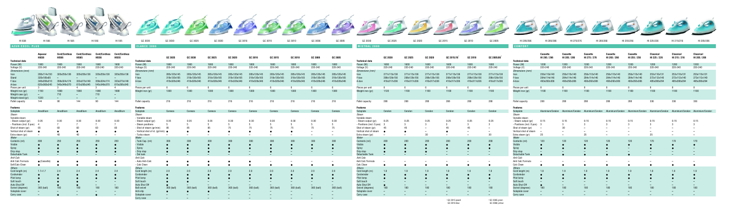HI 608 HI 586 HI 585 HI 556 HI 555

## AZUR EXCEL PLUS

| Technical data | Aquazur HI608 | Cord/Cordless HI586 | Cord/Cordless HI565 | Cord/Cordless HI556 | Cord/Cordless HI555 |
|---|---|---|---|---|---|
| Power (W) | 1900 | 1900 | 1900 | 1900 | 1900 |
| Voltage (V) | 220-240 | 220-240 | 220-240 | 220-240 | 220-240 |
| *Dimensions (mm)* | | | | | |
| Iron | 280x114x150 | 320x250x138 | 320x250x138 | 320x250x138 | 320x250x138 |
| Stand | 320x185x65 | – | – | – | – |
| F-box | 340x200x210 | 358x324x174 | 333x273x148 | 358x324x174 | 333x273x148 |
| A-box | 625x360x245 | 545x348x370 | 615x285x345 | 545x348x370 | 615x285x345 |
| Pieces per unit | 3 | 3 | 4 | 3 | 4 |
| Weight iron (gr) | 1150 | 1980 | 1980 | 1980 | 1980 |
| Weight cover (gr) | – | 710 | – | 710 | – |
| Weight stand (gr) | 1220 | – | – | – | – |
| Pallet capacity | 144 | 90 | 144 | 90 | 144 |
| **Features** | | | | | |
| Soleplate | Anodilium | Anodilium | Anodilium | Anodilium | Anodilium |
| *Steam* | | | | | |
| Variable steam | | | | | |
| - Steam output (gr) | 0-35 | 0-30 | 0-30 | 0-30 | 0-30 |
| - Positions (incl. 0 pos) | 4 | 7 | 7 | 7 | 7 |
| Shot of steam (gr) | 65 | 60 | 60 | 60 | 60 |
| Vertical shot of steam | ● | ● | ● | ● | ● |
| Extra steam (gr) | – | 40 | 40 | – | – |
| *Water* | | | | | |
| Contents (ml) | 800 | 250 | 250 | 250 | 250 |
| Visible | ● | ● | ● | ● | ● |
| Spray | ● | ● | ● | ● | ● |
| Drip stop | ● | ● | ● | ● | ● |
| Detachable Tank | ● | – | – | – | – |
| *Anti Calc* | | | | | |
| Anti Calc Formula | ● (Cassette) | ● | ● | ● | ● |
| Self/Calc-Clean | ● | ● | ● | ● | ● |
| *Others* | | | | | |
| Cord length (m) | 1.7+1.7 | 2.4 | 2.4 | 2.4 | 2.4 |
| Cordwinder | ● | ● | ● | ● | ● |
| Pilot lamp | ● | ● | ● | ● | ● |
| Soft touch | ● | ● | ● | – | – |
| Auto Shut Off | ● | ● | ● | – | – |
| Swivel (degrees) | 360 (ball) | 180 | 180 | 180 | 180 |
| Soleplate cover | – | – | – | – | – |
| Carry case | – | – | – | ● | – |

GC 3035 GC 3030 GC 3025 GC 3020 GC 3016 GC 3015 GC 3010 GC 3006 GC 3005

## ELANCE 3000

| Technical data | GC 3035 | GC 3030 | GC 3025 | GC 3020 | GC 3016 | GC 3015 | GC 3010 | GC 3006 | GC 3005 |
|---|---|---|---|---|---|---|---|---|---|
| Power (W) | 1800 | 1800 | 1800 | 1800 | 1800 | 1800 | 1800 | 1800 | 1800 |
| Voltage (V) | 220-240 | 220-240 | 220-240 | 220-240 | 220-240 | 220-240 | 220-240 | 220-240 | 220-240 |
| *Dimensions (mm)* | | | | | | | | | |
| Iron | 285x120x145 | 285x120x145 | 285x120x145 | 285x120x145 | 285x120x145 | 285x120x145 | 285x120x145 | 285x120x145 | 285x120x145 |
| F-box | 318x130x165 | 318x130x165 | 318x130x165 | 318x130x165 | 318x130x165 | 318x130x165 | 318x130x165 | 318x130x165 | 318x130x165 |
| A-box | 410x328x346 | 410x328x346 | 410x328x346 | 410x328x346 | 410x328x346 | 410x328x346 | 410x328x346 | 410x328x346 | 410x328x346 |
| Pieces per unit | 6 | 6 | 6 | 6 | 6 | 6 | 6 | 6 | 6 |
| Weight iron (gr) | 1300 | 1300 | 1300 | 1300 | 1300 | 1300 | 1300 | 1300 | 1300 |
| Pallet capacity | 216 | 216 | 216 | 216 | 216 | 216 | 216 | 216 | 216 |
| **Features** | | | | | | | | | |
| Soleplate | Careeza | Careeza | Careeza | Careeza | Careeza | Careeza | Careeza | Careeza | Careeza |
| *Steam* | | | | | | | | | |
| - Variable steam | | | | | | | | | |
| - Steam output (gr) | 0-35 | 0-35 | 0-35 | 0-30 | 0-30 | 0-30 | 0-30 | 0-30 | 0-30 |
| - Steam positions | 5 | 5 | 5 | 5 | 5 | 5 | 5 | 5 | 5 |
| - Shot of steam (gr/min) | 85 | 85 | 85 | 75 | 75 | 75 | 75 | 75 | 75 |
| - Vertical shot of st. (gr/min) | ● | ● | ● | ● | ● | ● | ● | – | – |
| - Turbo steam | – | – | – | – | – | – | – | – | – |
| *Water* | | | | | | | | | |
| - Tank Cap. (ml) | 300 | 300 | 300 | 300 | 300 | 300 | 300 | 300 | 300 |
| - Visible | ● | ● | ● | ● | ● | ● | ● | ● | ● |
| - Spray | ● | ● | ● | ● | ● | ● | ● | ● | ● |
| - Drip stop | ● | ● | ● | ● | ● | ● | ● | – | – |
| - Dot sole | ● | ● | ● | – | – | – | – | – | – |
| *Anti Calc* | | | | | | | | | |
| - Auto Anti-Calc | ● | ● | ● | ● | ● | ● | ● | – | – |
| - Calc Clean | ● | ● | ● | ● | ● | ● | ● | ● | ● |
| *Others* | | | | | | | | | |
| Cord length (m) | 2.0 | 2.0 | 2.0 | 2.0 | 2.0 | 2.0 | 2.0 | 2.0 | 2.0 |
| Cordwinder | – | – | – | – | – | – | – | – | – |
| Pilot lamp | ● | ● | ● | ● | ● | ● | ● | ● | ● |
| Soft touch | ● | ● | ● | – | – | – | – | – | – |
| Auto Shut Off | ● | – | – | – | – | – | – | – | – |
| Ball swivel | 360 (ball) | 360 (ball) | 360 (ball) | 360 (ball) | 360 (ball) | 360 (ball) | 360 (ball) | 360 (ball) | 360 (ball) |
| Anti-slip | ● | ● | ● | – | – | – | – | – | – |
| Soleplate cover | – | – | – | – | – | – | – | – | – |
| Carry case | – | – | – | – | – | – | – | – | – |

GC 2030 GC 2025 GC 2020 GC 2015 GC 2010 GC 2005

## MISTRAL 2000

| Technical data | GC 2030 | GC 2025 | GC 2020 | GC 2015/16* | GC 2010 | GC 2005/06* |
|---|---|---|---|---|---|---|
| Power (W) | 1600 | 1600 | 1600 | 1600 | 1600 | 1600 |
| Voltage (V) | 220-240 | 220-240 | 220-240 | 220-240 | 220-240 | 220-240 |
| *Dimensions (mm)* | | | | | | |
| Iron | 277x115x136 | 277x115x136 | 277x115x136 | 277x115x136 | 277x115x136 | 277x115x136 |
| F-box | 298x128x156 | 298x128x156 | 298x128x156 | 298x128x156 | 298x128x156 | 298x128x156 |
| A-box | 416x317x336 | 416x317x336 | 416x317x336 | 416x317x336 | 416x317x336 | 416x317x336 |
| Pieces per unit | 6 | 6 | 6 | 6 | 6 | 6 |
| Weight iron (gr) | 1100 | 1100 | 1100 | 1100 | 1100 | 1100 |
| Pallet capacity | 288 | 288 | 288 | 288 | 288 | 288 |
| **Features** | | | | | | |
| Soleplate | Ceralon | Ceralon | Ceralon | Ceralon | Ceralon | Ceralon |
| *Steam* | | | | | | |
| Variable steam | | | | | | |
| - Steam output (gr) | 0-25 | 0-25 | 0-25 | 0-25 | 0-25 | 0-25 |
| - Positions (incl. 0 pos) | 3 | 3 | 3 | 3 | 3 | 3 |
| Shot of steam (gr) | 45 | 45 | – | 45 | 45 | – |
| Vertical shot of steam | ● | ● | – | ● | – | – |
| Extra steam (gr) | – | – | 30 | – | – | 30 |
| *Water* | | | | | | |
| Contents (ml) | 200 | 200 | 200 | 200 | 200 | 200 |
| Visible | ● | ● | ● | ● | ● | ● |
| Spray | ● | ● | ● | ● | ● | ● |
| Drip stop | ● | ● | ● | ● | ● | ● |
| Detachable Tank | ● | ● | ● | ● | ● | ● |
| *Anti Calc* | | | | | | |
| Anti Calc Formula | – | – | – | – | – | – |
| Calc Clean | ● | ● | ● | ● | ● | ● |
| *Others* | | | | | | |
| Cord length (m) | 1.9 | 1.9 | 1.9 | 1.9 | 1.9 | 1.9 |
| Cordwinder | ● | ● | ● | ● | ● | ● |
| Pilot lamp | ● | ● | ● | ● | ● | ● |
| Soft touch | ● | ● | ● | ● | ● | ● |
| Auto Shut Off | ● | – | – | – | – | – |
| Swivel (degrees) | 180 | 180 | 180 | 180 | 180 | 180 |
| Soleplate cover | – | – | – | – | – | – |
| Carry case | – | – | – | – | – | – |

* GC 2015 pearl
GC 2016 blue

* GC 2005 green
GC 2006 yellow

HI 295/296 HI 285/286 HI 275/276 HI 265/266 HI 255/256 HI 225/226 HI 215/216 HI 205/206

## COMFORT

| Technical data | Cassette HI 295 / 296 | Cassette HI 285 / 286 | Cassette HI 275 / 276 | Cassette HI 265 / 266 | Cassette HI 255 / 256 | Classical HI 225 / 226 | Classical HI 215 / 216 | Classical HI 205 / 206 |
|---|---|---|---|---|---|---|---|---|
| Power (W) | 1200 | 1200 | 1200 | 1200 | 1200 | 1200 | 1200 | 1200 |
| Voltage (V) | 220-240 | 220-240 | 220-240 | 220-240 | 220-240 | 220-240 | 220-240 | 220-240 |
| *Dimensions (mm)* | | | | | | | | |
| Iron | 256x110x140 | 256x110x140 | 256x110x140 | 256x110x140 | 256x110x140 | 253x110x131 | 253x110x131 | 253x110x131 |
| F-box | 284x114x146 | 284x114x146 | 284x114x146 | 284x114x146 | 284x114x146 | 272x112x140 | 272x112x140 | 272x112x140 |
| A-box | 469x292x306 | 469x292x306 | 469x292x306 | 469x292x306 | 469x292x306 | 485x280x294 | 485x280x294 | 485x280x294 |
| Pieces per unit | 8 | 8 | 8 | 8 | 8 | 8 | 8 | 8 |
| Weight iron (gr) | 1100 | 1100 | 1100 | 1100 | 1100 | 1100 | 1100 | 1100 |
| Pallet capacity | 288 | 288 | 288 | 288 | 288 | 336 | 336 | 336 |
| **Features** | | | | | | | | |
| Soleplate | Aluminium/Ceralon | Aluminium/Ceralon | Aluminium/Ceralon | Aluminium/Ceralon | Aluminium/Ceralon | Aluminium/Ceralon | Aluminium/Ceralon | Aluminium/Ceralon |
| *Steam* | | | | | | | | |
| Variable steam | | | | | | | | |
| - Steam output (gr) | 0-15 | 0-15 | 0-15 | 0-15 | 0-15 | 0-15 | 0-15 | 0-15 |
| - Positions (incl. 0 pos) | 3 | 3 | 3 | 3 | 3 | 3 | 3 | 3 |
| Shot of steam (gr) | – | 30 | – | – | – | – | – | – |
| Vertical shot of steam | – | – | – | – | – | – | – | – |
| Extra steam (gr) | 25 | – | 25 | – | – | 25 | – | – |
| *Water* | | | | | | | | |
| Contents (ml) | 120 | 120 | 120 | 120 | 120 | 170 | 170 | 170 |
| Visible | ● | ● | ● | ● | ● | ● | ● | ● |
| Spray | ● | ● | ● | ● | ● | ● | ● | ● |
| Drip stop | – | – | – | – | – | – | – | – |
| Detachable Tank | ● | ● | ● | ● | ● | – | – | – |
| *Anti Calc* | | | | | | | | |
| Anti Calc Formula | – | – | – | – | – | – | – | – |
| Self Clean | ● | ● | ● | ● | ● | ● | ● | ● |
| *Others* | | | | | | | | |
| Cord length (m) | 1.9 | 1.9 | 1.9 | 1.9 | 1.9 | 1.9 | 1.9 | 1.9 |
| Cordwinder | ● | ● | ● | ● | ● | ● | ● | ● |
| Pilot lamp | ● | ● | ● | ● | ● | ● | ● | ● |
| Soft touch | – | – | – | – | – | – | – | – |
| Auto Shut Off | ● | – | – | – | – | – | – | – |
| Swivel (degrees) | 180 | 180 | 180 | 180 | 180 | 180 | 180 | 180 |
| Soleplate cover | – | – | – | – | – | – | – | – |
| Carry case | – | – | – | – | – | – | – | – |